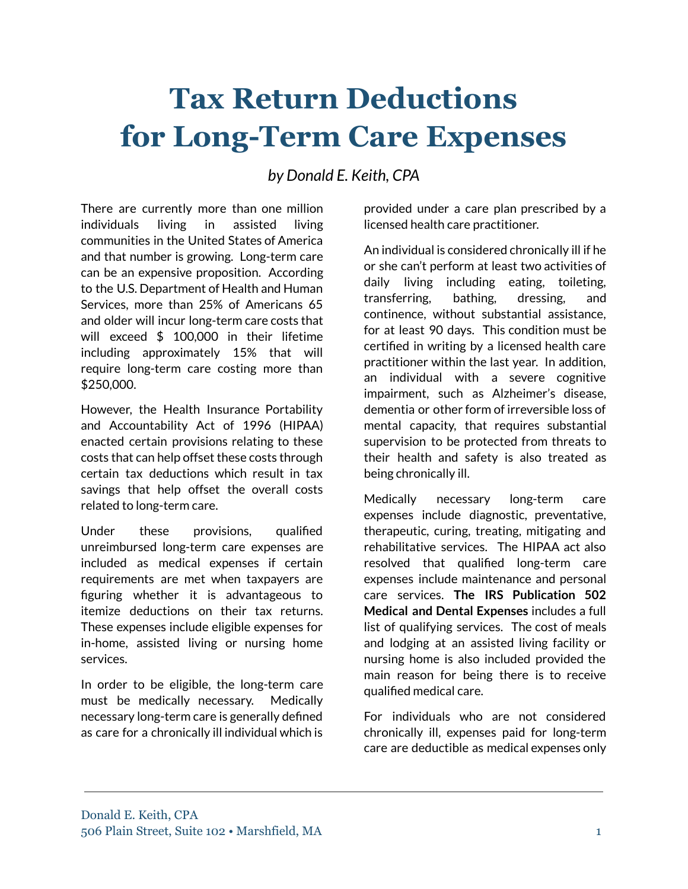# Tax Return Deductions for Long-Term Care Expenses

*by Donald E. Keith, CPA*

There are currently more than one million individuals living in assisted living communities in the United States of America and that number is growing. Long-term care can be an expensive proposition. According to the U.S. Department of Health and Human Services, more than 25% of Americans 65 and older will incur long-term care costs that will exceed $ 100,000 in their lifetime including approximately 15% that will require long-term care costing more than $250,000.

However, the Health Insurance Portability and Accountability Act of 1996 (HIPAA) enacted certain provisions relating to these costs that can help offset these costs through certain tax deductions which result in tax savings that help offset the overall costs related to long-term care.

Under these provisions, qualified unreimbursed long-term care expenses are included as medical expenses if certain requirements are met when taxpayers are figuring whether it is advantageous to itemize deductions on their tax returns. These expenses include eligible expenses for in-home, assisted living or nursing home services.

In order to be eligible, the long-term care must be medically necessary. Medically necessary long-term care is generally defined as care for a chronically ill individual which is provided under a care plan prescribed by a licensed health care practitioner.

An individual is considered chronically ill if he or she can't perform at least two activities of daily living including eating, toileting, transferring, bathing, dressing, and continence, without substantial assistance, for at least 90 days. This condition must be certified in writing by a licensed health care practitioner within the last year. In addition, an individual with a severe cognitive impairment, such as Alzheimer's disease, dementia or other form of irreversible loss of mental capacity, that requires substantial supervision to be protected from threats to their health and safety is also treated as being chronically ill.

Medically necessary long-term care expenses include diagnostic, preventative, therapeutic, curing, treating, mitigating and rehabilitative services. The HIPAA act also resolved that qualified long-term care expenses include maintenance and personal care services. **The IRS Publication 502 Medical and Dental Expenses** includes a full list of qualifying services. The cost of meals and lodging at an assisted living facility or nursing home is also included provided the main reason for being there is to receive qualified medical care.

For individuals who are not considered chronically ill, expenses paid for long-term care are deductible as medical expenses only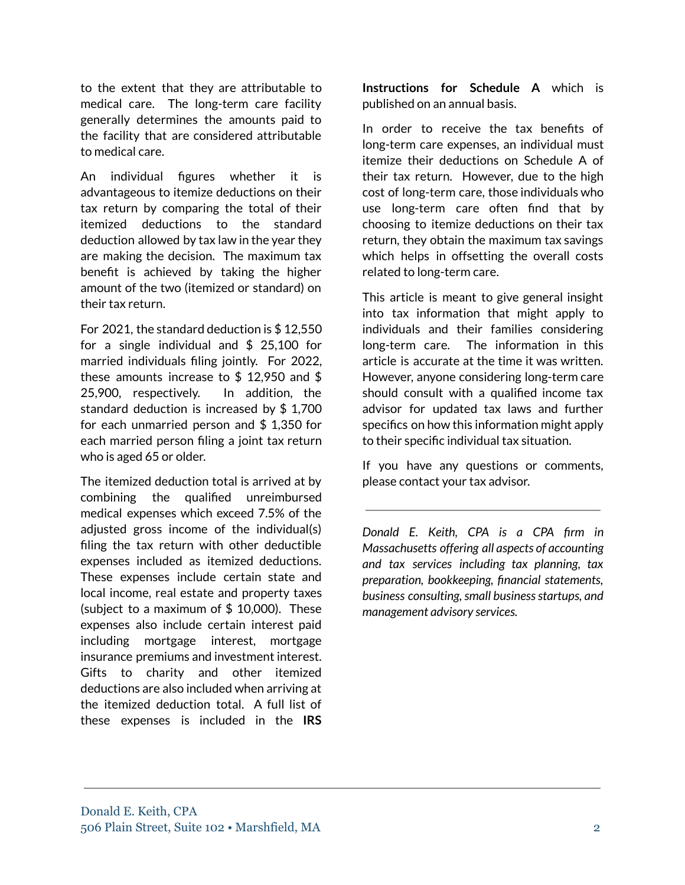to the extent that they are attributable to medical care. The long-term care facility generally determines the amounts paid to the facility that are considered attributable to medical care.

An individual figures whether it is advantageous to itemize deductions on their tax return by comparing the total of their itemized deductions to the standard deduction allowed by tax law in the year they are making the decision. The maximum tax benefit is achieved by taking the higher amount of the two (itemized or standard) on their tax return.

For 2021, the standard deduction is $ 12,550 for a single individual and $ 25,100 for married individuals filing jointly. For 2022, these amounts increase to $ 12,950 and $ 25,900, respectively. In addition, the standard deduction is increased by $ 1,700 for each unmarried person and $ 1,350 for each married person filing a joint tax return who is aged 65 or older.

The itemized deduction total is arrived at by combining the qualified unreimbursed medical expenses which exceed 7.5% of the adjusted gross income of the individual(s) filing the tax return with other deductible expenses included as itemized deductions. These expenses include certain state and local income, real estate and property taxes (subject to a maximum of $ 10,000). These expenses also include certain interest paid including mortgage interest, mortgage insurance premiums and investment interest. Gifts to charity and other itemized deductions are also included when arriving at the itemized deduction total. A full list of these expenses is included in the **IRS Instructions for Schedule A** which is published on an annual basis.

In order to receive the tax benefits of long-term care expenses, an individual must itemize their deductions on Schedule A of their tax return. However, due to the high cost of long-term care, those individuals who use long-term care often find that by choosing to itemize deductions on their tax return, they obtain the maximum tax savings which helps in offsetting the overall costs related to long-term care.

This article is meant to give general insight into tax information that might apply to individuals and their families considering long-term care. The information in this article is accurate at the time it was written. However, anyone considering long-term care should consult with a qualified income tax advisor for updated tax laws and further specifics on how this information might apply to their specific individual tax situation.

If you have any questions or comments, please contact your tax advisor.

---

*Donald E. Keith, CPA is a CPA firm in Massachusetts offering all aspects of accounting and tax services including tax planning, tax preparation, bookkeeping, financial statements, business consulting, small business startups, and management advisory services.*